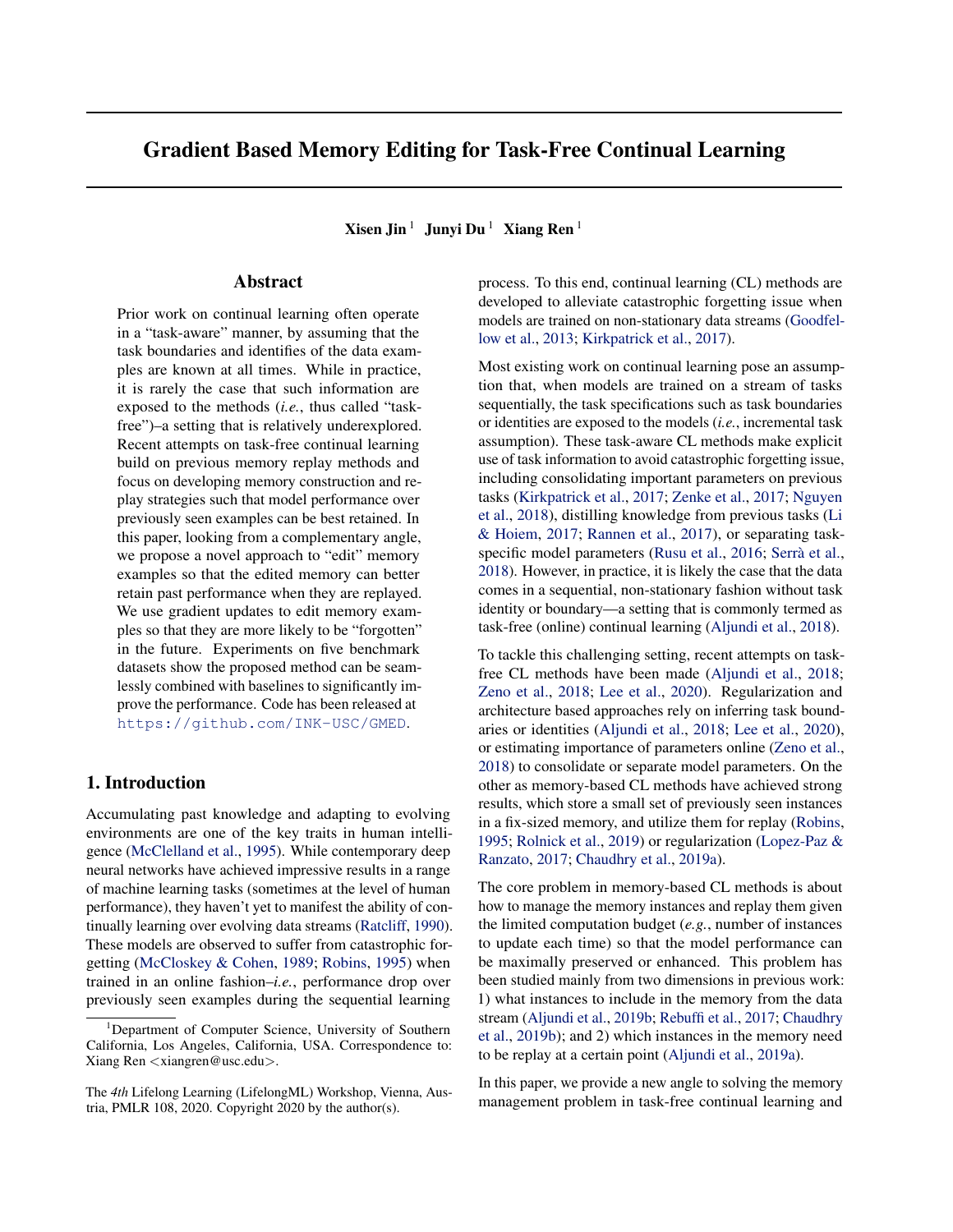# Gradient Based Memory Editing for Task-Free Continual Learning

**Xisen Jin** [1] **Junyi Du** [1] **Xiang Ren** [1]

## Abstract

Prior work on continual learning often operate in a "task-aware" manner, by assuming that the task boundaries and identifies of the data examples are known at all times. While in practice, it is rarely the case that such information are exposed to the methods (*i.e.*, thus called "task-free")–a setting that is relatively underexplored. Recent attempts on task-free continual learning build on previous memory replay methods and focus on developing memory construction and replay strategies such that model performance over previously seen examples can be best retained. In this paper, looking from a complementary angle, we propose a novel approach to "edit" memory examples so that the edited memory can better retain past performance when they are replayed. We use gradient updates to edit memory examples so that they are more likely to be "forgotten" in the future. Experiments on five benchmark datasets show the proposed method can be seamlessly combined with baselines to significantly improve the performance. Code has been released at https://github.com/INK-USC/GMED.

## 1. Introduction

Accumulating past knowledge and adapting to evolving environments are one of the key traits in human intelligence (McClelland et al., 1995). While contemporary deep neural networks have achieved impressive results in a range of machine learning tasks (sometimes at the level of human performance), they haven't yet to manifest the ability of continually learning over evolving data streams (Ratcliff, 1990). These models are observed to suffer from catastrophic forgetting (McCloskey & Cohen, 1989; Robins, 1995) when trained in an online fashion–*i.e.*, performance drop over previously seen examples during the sequential learning process. To this end, continual learning (CL) methods are developed to alleviate catastrophic forgetting issue when models are trained on non-stationary data streams (Goodfellow et al., 2013; Kirkpatrick et al., 2017).

Most existing work on continual learning pose an assumption that, when models are trained on a stream of tasks sequentially, the task specifications such as task boundaries or identities are exposed to the models (*i.e.*, incremental task assumption). These task-aware CL methods make explicit use of task information to avoid catastrophic forgetting issue, including consolidating important parameters on previous tasks (Kirkpatrick et al., 2017; Zenke et al., 2017; Nguyen et al., 2018), distilling knowledge from previous tasks (Li & Hoiem, 2017; Rannen et al., 2017), or separating task-specific model parameters (Rusu et al., 2016; Serrà et al., 2018). However, in practice, it is likely the case that the data comes in a sequential, non-stationary fashion without task identity or boundary—a setting that is commonly termed as task-free (online) continual learning (Aljundi et al., 2018).

To tackle this challenging setting, recent attempts on task-free CL methods have been made (Aljundi et al., 2018; Zeno et al., 2018; Lee et al., 2020). Regularization and architecture based approaches rely on inferring task boundaries or identities (Aljundi et al., 2018; Lee et al., 2020), or estimating importance of parameters online (Zeno et al., 2018) to consolidate or separate model parameters. On the other as memory-based CL methods have achieved strong results, which store a small set of previously seen instances in a fix-sized memory, and utilize them for replay (Robins, 1995; Rolnick et al., 2019) or regularization (Lopez-Paz & Ranzato, 2017; Chaudhry et al., 2019a).

The core problem in memory-based CL methods is about how to manage the memory instances and replay them given the limited computation budget (*e.g.*, number of instances to update each time) so that the model performance can be maximally preserved or enhanced. This problem has been studied mainly from two dimensions in previous work: 1) what instances to include in the memory from the data stream (Aljundi et al., 2019b; Rebuffi et al., 2017; Chaudhry et al., 2019b); and 2) which instances in the memory need to be replay at a certain point (Aljundi et al., 2019a).

In this paper, we provide a new angle to solving the memory management problem in task-free continual learning and

[1] Department of Computer Science, University of Southern California, Los Angeles, California, USA. Correspondence to: Xiang Ren <xiangren@usc.edu>.

The *4th* Lifelong Learning (LifelongML) Workshop, Vienna, Austria, PMLR 108, 2020. Copyright 2020 by the author(s).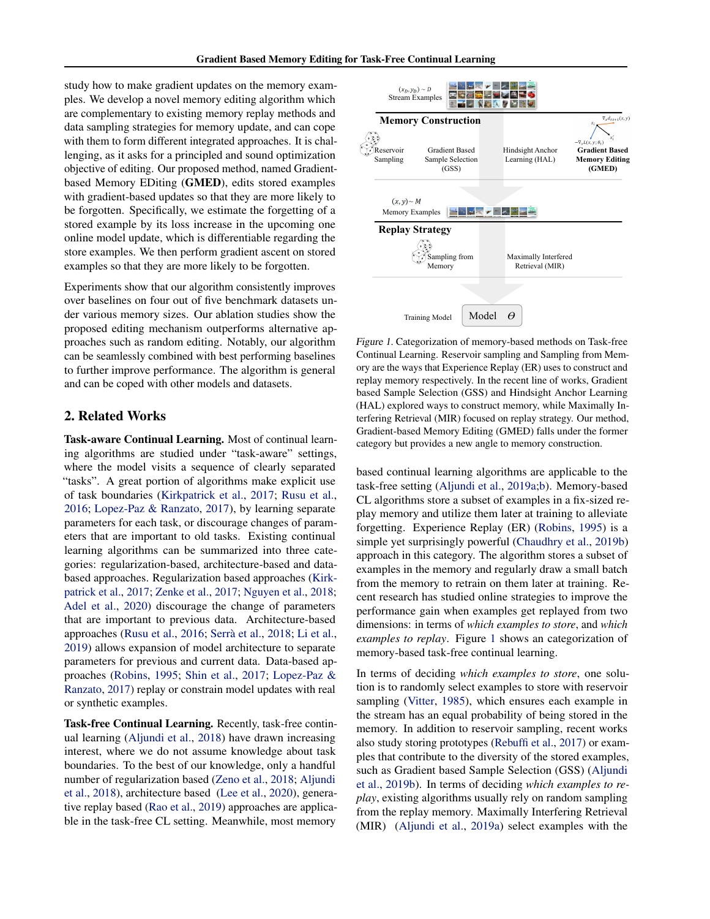study how to make gradient updates on the memory examples. We develop a novel memory editing algorithm which are complementary to existing memory replay methods and data sampling strategies for memory update, and can cope with them to form different integrated approaches. It is challenging, as it asks for a principled and sound optimization objective of editing. Our proposed method, named Gradient-based Memory EDiting (**GMED**), edits stored examples with gradient-based updates so that they are more likely to be forgotten. Specifically, we estimate the forgetting of a stored example by its loss increase in the upcoming one online model update, which is differentiable regarding the store examples. We then perform gradient ascent on stored examples so that they are more likely to be forgotten.

Experiments show that our algorithm consistently improves over baselines on four out of five benchmark datasets under various memory sizes. Our ablation studies show the proposed editing mechanism outperforms alternative approaches such as random editing. Notably, our algorithm can be seamlessly combined with best performing baselines to further improve performance. The algorithm is general and can be coped with other models and datasets.

## 2. Related Works

**Task-aware Continual Learning.** Most of continual learning algorithms are studied under "task-aware" settings, where the model visits a sequence of clearly separated "tasks". A great portion of algorithms make explicit use of task boundaries (Kirkpatrick et al., 2017; Rusu et al., 2016; Lopez-Paz & Ranzato, 2017), by learning separate parameters for each task, or discourage changes of parameters that are important to old tasks. Existing continual learning algorithms can be summarized into three categories: regularization-based, architecture-based and data-based approaches. Regularization based approaches (Kirkpatrick et al., 2017; Zenke et al., 2017; Nguyen et al., 2018; Adel et al., 2020) discourage the change of parameters that are important to previous data. Architecture-based approaches (Rusu et al., 2016; Serrà et al., 2018; Li et al., 2019) allows expansion of model architecture to separate parameters for previous and current data. Data-based approaches (Robins, 1995; Shin et al., 2017; Lopez-Paz & Ranzato, 2017) replay or constrain model updates with real or synthetic examples.

**Task-free Continual Learning.** Recently, task-free continual learning (Aljundi et al., 2018) have drawn increasing interest, where we do not assume knowledge about task boundaries. To the best of our knowledge, only a handful number of regularization based (Zeno et al., 2018; Aljundi et al., 2018), architecture based (Lee et al., 2020), generative replay based (Rao et al., 2019) approaches are applicable in the task-free CL setting. Meanwhile, most memory based continual learning algorithms are applicable to the task-free setting (Aljundi et al., 2019a;b). Memory-based CL algorithms store a subset of examples in a fix-sized replay memory and utilize them later at training to alleviate forgetting. Experience Replay (ER) (Robins, 1995) is a simple yet surprisingly powerful (Chaudhry et al., 2019b) approach in this category. The algorithm stores a subset of examples in the memory and regularly draw a small batch from the memory to retrain on them later at training. Recent research has studied online strategies to improve the performance gain when examples get replayed from two dimensions: in terms of *which examples to store*, and *which examples to replay*. Figure 1 shows an categorization of memory-based task-free continual learning.

*Figure 1.* Categorization of memory-based methods on Task-free Continual Learning. Reservoir sampling and Sampling from Memory are the ways that Experience Replay (ER) uses to construct and replay memory respectively. In the recent line of works, Gradient based Sample Selection (GSS) and Hindsight Anchor Learning (HAL) explored ways to construct memory, while Maximally Interfering Retrieval (MIR) focused on replay strategy. Our method, Gradient-based Memory Editing (GMED) falls under the former category but provides a new angle to memory construction.

In terms of deciding *which examples to store*, one solution is to randomly select examples to store with reservoir sampling (Vitter, 1985), which ensures each example in the stream has an equal probability of being stored in the memory. In addition to reservoir sampling, recent works also study storing prototypes (Rebuffi et al., 2017) or examples that contribute to the diversity of the stored examples, such as Gradient based Sample Selection (GSS) (Aljundi et al., 2019b). In terms of deciding *which examples to replay*, existing algorithms usually rely on random sampling from the replay memory. Maximally Interfering Retrieval (MIR) (Aljundi et al., 2019a) select examples with the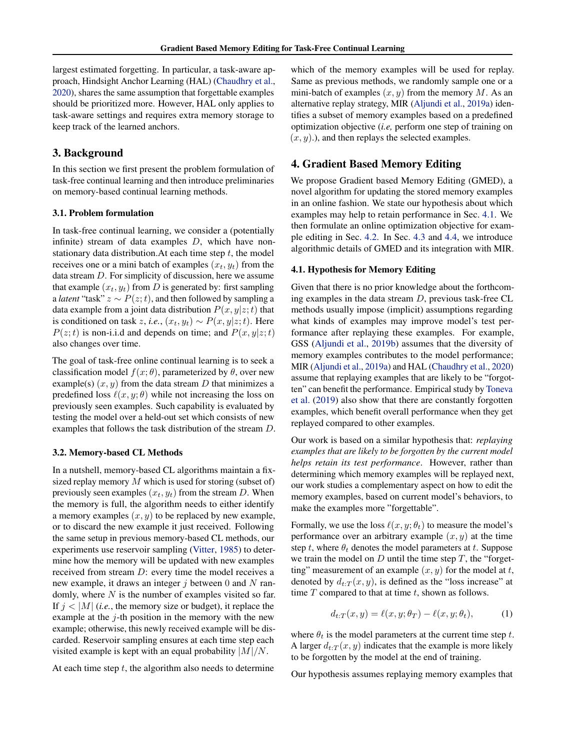largest estimated forgetting. In particular, a task-aware approach, Hindsight Anchor Learning (HAL) (Chaudhry et al., 2020), shares the same assumption that forgettable examples should be prioritized more. However, HAL only applies to task-aware settings and requires extra memory storage to keep track of the learned anchors.

## 3. Background

In this section we first present the problem formulation of task-free continual learning and then introduce preliminaries on memory-based continual learning methods.

### 3.1. Problem formulation

In task-free continual learning, we consider a (potentially infinite) stream of data examples $D$, which have non-stationary data distribution.At each time step $t$, the model receives one or a mini batch of examples $(x_t, y_t)$ from the data stream $D$. For simplicity of discussion, here we assume that example $(x_t, y_t)$ from $D$ is generated by: first sampling a *latent* "task" $z \sim P(z;t)$, and then followed by sampling a data example from a joint data distribution $P(x, y|z;t)$ that is conditioned on task $z$, *i.e.*, $(x_t, y_t) \sim P(x, y|z;t)$. Here $P(z;t)$ is non-i.i.d and depends on time; and $P(x, y|z;t)$ also changes over time.

The goal of task-free online continual learning is to seek a classification model $f(x;\theta)$, parameterized by $\theta$, over new example(s) $(x, y)$ from the data stream $D$ that minimizes a predefined loss $\ell(x, y;\theta)$ while not increasing the loss on previously seen examples. Such capability is evaluated by testing the model over a held-out set which consists of new examples that follows the task distribution of the stream $D$.

### 3.2. Memory-based CL Methods

In a nutshell, memory-based CL algorithms maintain a fixed-sized replay memory $M$ which is used for storing (subset of) previously seen examples $(x_t, y_t)$ from the stream $D$. When the memory is full, the algorithm needs to either identify a memory examples $(x, y)$ to be replaced by new example, or to discard the new example it just received. Following the same setup in previous memory-based CL methods, our experiments use reservoir sampling (Vitter, 1985) to determine how the memory will be updated with new examples received from stream $D$: every time the model receives a new example, it draws an integer $j$ between 0 and $N$ randomly, where $N$ is the number of examples visited so far. If $j < |M|$ (*i.e.*, the memory size or budget), it replace the example at the $j$-th position in the memory with the new example; otherwise, this newly received example will be discarded. Reservoir sampling ensures at each time step each visited example is kept with an equal probability $|M|/N$.

At each time step $t$, the algorithm also needs to determine which of the memory examples will be used for replay. Same as previous methods, we randomly sample one or a mini-batch of examples $(x, y)$ from the memory $M$. As an alternative replay strategy, MIR (Aljundi et al., 2019a) identifies a subset of memory examples based on a predefined optimization objective (*i.e,* perform one step of training on $(x, y)$.), and then replays the selected examples.

## 4. Gradient Based Memory Editing

We propose Gradient based Memory Editing (GMED), a novel algorithm for updating the stored memory examples in an online fashion. We state our hypothesis about which examples may help to retain performance in Sec. 4.1. We then formulate an online optimization objective for example editing in Sec. 4.2. In Sec. 4.3 and 4.4, we introduce algorithmic details of GMED and its integration with MIR.

### 4.1. Hypothesis for Memory Editing

Given that there is no prior knowledge about the forthcoming examples in the data stream $D$, previous task-free CL methods usually impose (implicit) assumptions regarding what kinds of examples may improve model's test performance after replaying these examples. For example, GSS (Aljundi et al., 2019b) assumes that the diversity of memory examples contributes to the model performance; MIR (Aljundi et al., 2019a) and HAL (Chaudhry et al., 2020) assume that replaying examples that are likely to be "forgotten" can benefit the performance. Empirical study by Toneva et al. (2019) also show that there are constantly forgotten examples, which benefit overall performance when they get replayed compared to other examples.

Our work is based on a similar hypothesis that: *replaying examples that are likely to be forgotten by the current model helps retain its test performance*. However, rather than determining which memory examples will be replayed next, our work studies a complementary aspect on how to edit the memory examples, based on current model's behaviors, to make the examples more "forgettable".

Formally, we use the loss $\ell(x, y;\theta_t)$ to measure the model's performance over an arbitrary example $(x, y)$ at the time step $t$, where $\theta_t$ denotes the model parameters at $t$. Suppose we train the model on $D$ until the time step $T$, the "forgetting" measurement of an example $(x, y)$ for the model at $t$, denoted by $d_{t:T}(x, y)$, is defined as the "loss increase" at time $T$ compared to that at time $t$, shown as follows.

$$d_{t:T}(x, y) = \ell(x, y;\theta_T) - \ell(x, y;\theta_t), \tag{1}$$

where $\theta_t$ is the model parameters at the current time step $t$. A larger $d_{t:T}(x, y)$ indicates that the example is more likely to be forgotten by the model at the end of training.

Our hypothesis assumes replaying memory examples that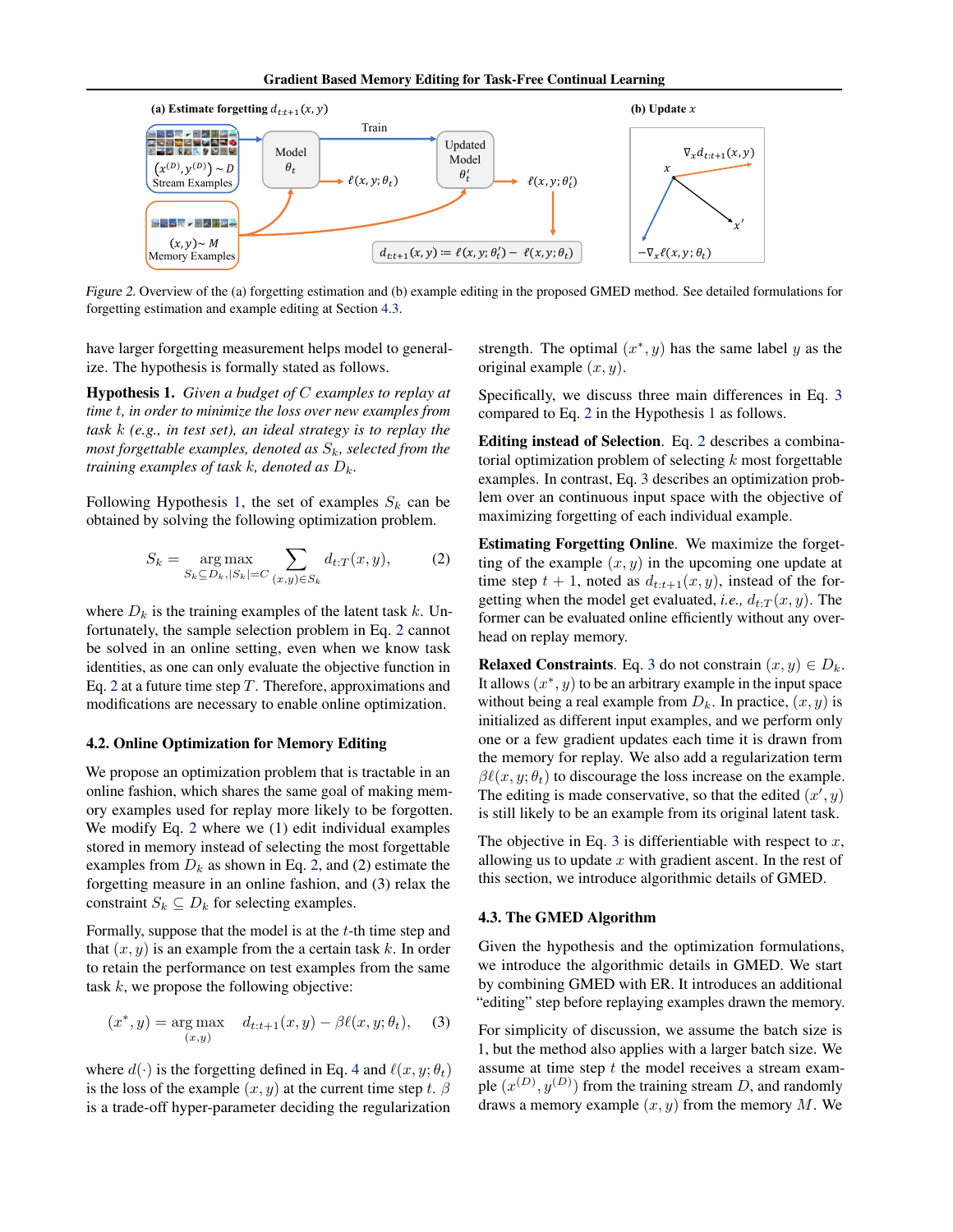*Figure 2.* Overview of the (a) forgetting estimation and (b) example editing in the proposed GMED method. See detailed formulations for forgetting estimation and example editing at Section 4.3.

have larger forgetting measurement helps model to generalize. The hypothesis is formally stated as follows.

**Hypothesis 1.** *Given a budget of $C$ examples to replay at time $t$, in order to minimize the loss over new examples from task $k$ (e.g., in test set), an ideal strategy is to replay the most forgettable examples, denoted as $S_k$, selected from the training examples of task $k$, denoted as $D_k$.*

Following Hypothesis 1, the set of examples $S_k$ can be obtained by solving the following optimization problem.

$$S_k = \underset{S_k \subseteq D_k, |S_k|=C}{\arg\max} \sum_{(x,y)\in S_k} d_{t:T}(x, y), \tag{2}$$

where $D_k$ is the training examples of the latent task $k$. Unfortunately, the sample selection problem in Eq. 2 cannot be solved in an online setting, even when we know task identities, as one can only evaluate the objective function in Eq. 2 at a future time step $T$. Therefore, approximations and modifications are necessary to enable online optimization.

### 4.2. Online Optimization for Memory Editing

We propose an optimization problem that is tractable in an online fashion, which shares the same goal of making memory examples used for replay more likely to be forgotten. We modify Eq. 2 where we (1) edit individual examples stored in memory instead of selecting the most forgettable examples from $D_k$ as shown in Eq. 2, and (2) estimate the forgetting measure in an online fashion, and (3) relax the constraint $S_k \subseteq D_k$ for selecting examples.

Formally, suppose that the model is at the $t$-th time step and that $(x, y)$ is an example from the certain task $k$. In order to retain the performance on test examples from the same task $k$, we propose the following objective:

$$(x^*, y) = \underset{(x,y)}{\arg\max} \quad d_{t:t+1}(x, y) - \beta\ell(x, y; \theta_t), \tag{3}$$

where $d(\cdot)$ is the forgetting defined in Eq. 4 and $\ell(x, y; \theta_t)$ is the loss of the example $(x, y)$ at the current time step $t$. $\beta$ is a trade-off hyper-parameter deciding the regularization strength. The optimal $(x^*, y)$ has the same label $y$ as the original example $(x, y)$.

Specifically, we discuss three main differences in Eq. 3 compared to Eq. 2 in the Hypothesis 1 as follows.

**Editing instead of Selection**. Eq. 2 describes a combinatorial optimization problem of selecting $k$ most forgettable examples. In contrast, Eq. 3 describes an optimization problem over an continuous input space with the objective of maximizing forgetting of each individual example.

**Estimating Forgetting Online**. We maximize the forgetting of the example $(x, y)$ in the upcoming one update at time step $t + 1$, noted as $d_{t:t+1}(x, y)$, instead of the forgetting when the model get evaluated, *i.e.,* $d_{t:T}(x, y)$. The former can be evaluated online efficiently without any overhead on replay memory.

**Relaxed Constraints**. Eq. 3 do not constrain $(x, y) \in D_k$. It allows $(x^*, y)$ to be an arbitrary example in the input space without being a real example from $D_k$. In practice, $(x, y)$ is initialized as different input examples, and we perform only one or a few gradient updates each time it is drawn from the memory for replay. We also add a regularization term $\beta\ell(x, y; \theta_t)$ to discourage the loss increase on the example. The editing is made conservative, so that the edited $(x', y)$ is still likely to be an example from its original latent task.

The objective in Eq. 3 is differentiable with respect to $x$, allowing us to update $x$ with gradient ascent. In the rest of this section, we introduce algorithmic details of GMED.

### 4.3. The GMED Algorithm

Given the hypothesis and the optimization formulations, we introduce the algorithmic details in GMED. We start by combining GMED with ER. It introduces an additional "editing" step before replaying examples drawn the memory.

For simplicity of discussion, we assume the batch size is 1, but the method also applies with a larger batch size. We assume at time step $t$ the model receives a stream example $(x^{(D)}, y^{(D)})$ from the training stream $D$, and randomly draws a memory example $(x, y)$ from the memory $M$. We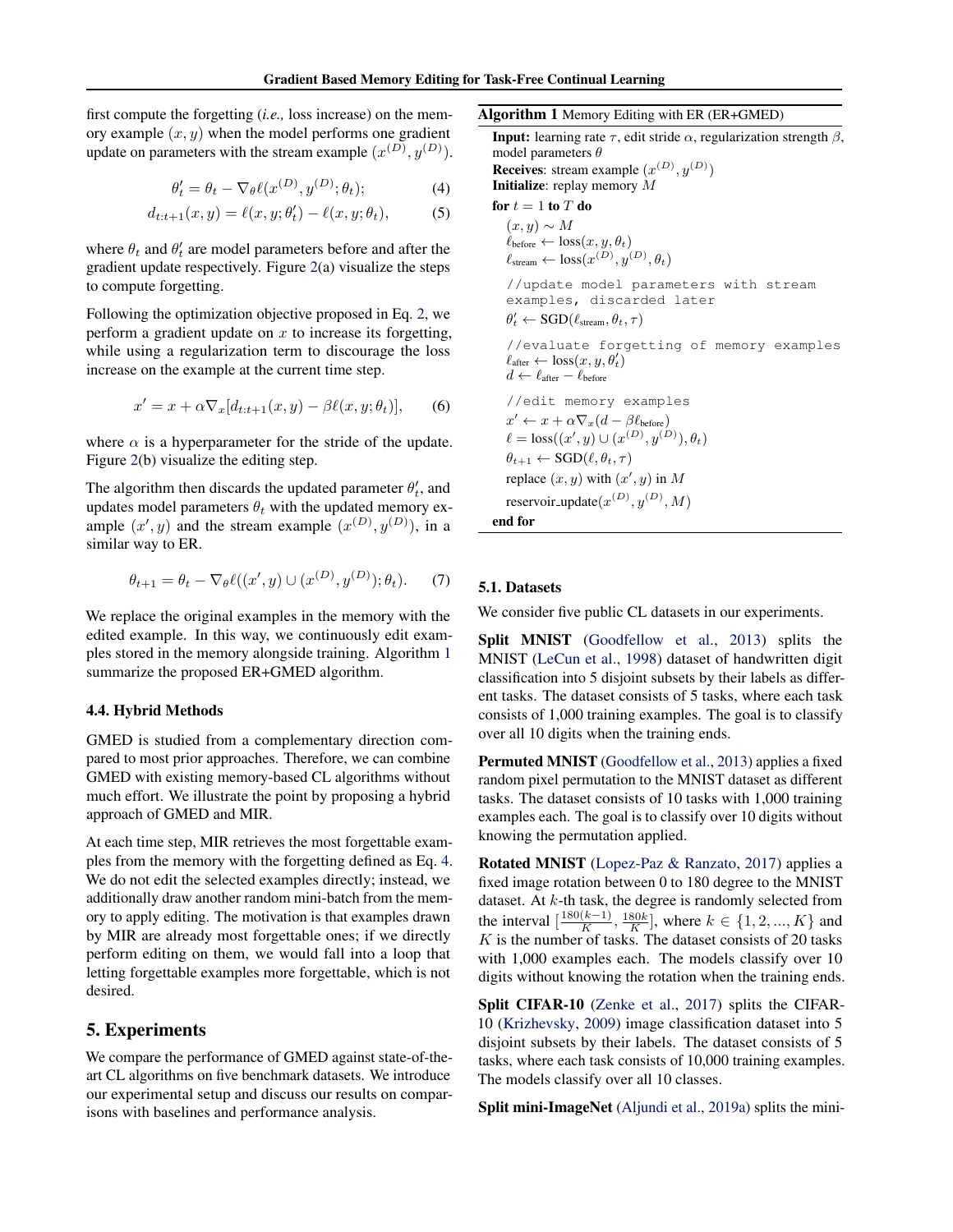first compute the forgetting (*i.e.,* loss increase) on the memory example $(x, y)$ when the model performs one gradient update on parameters with the stream example $(x^{(D)}, y^{(D)})$.

$$\theta'_t = \theta_t - \nabla_\theta \ell(x^{(D)}, y^{(D)}; \theta_t); \tag{4}$$

$$d_{t:t+1}(x, y) = \ell(x, y; \theta'_t) - \ell(x, y; \theta_t), \tag{5}$$

where $\theta_t$ and $\theta'_t$ are model parameters before and after the gradient update respectively. Figure 2(a) visualize the steps to compute forgetting.

Following the optimization objective proposed in Eq. 2, we perform a gradient update on $x$ to increase its forgetting, while using a regularization term to discourage the loss increase on the example at the current time step.

$$x' = x + \alpha \nabla_x [d_{t:t+1}(x, y) - \beta \ell(x, y; \theta_t)], \tag{6}$$

where $\alpha$ is a hyperparameter for the stride of the update. Figure 2(b) visualize the editing step.

The algorithm then discards the updated parameter $\theta'_t$, and updates model parameters $\theta_t$ with the updated memory example $(x', y)$ and the stream example $(x^{(D)}, y^{(D)})$, in a similar way to ER.

$$\theta_{t+1} = \theta_t - \nabla_\theta \ell((x', y) \cup (x^{(D)}, y^{(D)}); \theta_t). \tag{7}$$

We replace the original examples in the memory with the edited example. In this way, we continuously edit examples stored in the memory alongside training. Algorithm 1 summarize the proposed ER+GMED algorithm.

**Algorithm 1** Memory Editing with ER (ER+GMED)

**Input:** learning rate $\tau$, edit stride $\alpha$, regularization strength $\beta$, model parameters $\theta$
**Receives**: stream example $(x^{(D)}, y^{(D)})$
**Initialize**: replay memory $M$
**for** $t = 1$ **to** $T$ **do**
 $(x, y) \sim M$
 $\ell_{\text{before}} \leftarrow \text{loss}(x, y, \theta_t)$
 $\ell_{\text{stream}} \leftarrow \text{loss}(x^{(D)}, y^{(D)}, \theta_t)$
 `//update model parameters with stream examples, discarded later`
 $\theta'_t \leftarrow \text{SGD}(\ell_{\text{stream}}, \theta_t, \tau)$
 `//evaluate forgetting of memory examples`
 $\ell_{\text{after}} \leftarrow \text{loss}(x, y, \theta'_t)$
 $d \leftarrow \ell_{\text{after}} - \ell_{\text{before}}$
 `//edit memory examples`
 $x' \leftarrow x + \alpha \nabla_x (d - \beta \ell_{\text{before}})$
 $\ell = \text{loss}((x', y) \cup (x^{(D)}, y^{(D)}), \theta_t)$
 $\theta_{t+1} \leftarrow \text{SGD}(\ell, \theta_t, \tau)$
 replace $(x, y)$ with $(x', y)$ in $M$
 reservoir_update$(x^{(D)}, y^{(D)}, M)$
**end for**

### 4.4. Hybrid Methods

GMED is studied from a complementary direction compared to most prior approaches. Therefore, we can combine GMED with existing memory-based CL algorithms without much effort. We illustrate the point by proposing a hybrid approach of GMED and MIR.

At each time step, MIR retrieves the most forgettable examples from the memory with the forgetting defined as Eq. 4. We do not edit the selected examples directly; instead, we additionally draw another random mini-batch from the memory to apply editing. The motivation is that examples drawn by MIR are already most forgettable ones; if we directly perform editing on them, we would fall into a loop that letting forgettable examples more forgettable, which is not desired.

## 5. Experiments

We compare the performance of GMED against state-of-the-art CL algorithms on five benchmark datasets. We introduce our experimental setup and discuss our results on comparisons with baselines and performance analysis.

### 5.1. Datasets

We consider five public CL datasets in our experiments.

**Split MNIST** (Goodfellow et al., 2013) splits the MNIST (LeCun et al., 1998) dataset of handwritten digit classification into 5 disjoint subsets by their labels as different tasks. The dataset consists of 5 tasks, where each task consists of 1,000 training examples. The goal is to classify over all 10 digits when the training ends.

**Permuted MNIST** (Goodfellow et al., 2013) applies a fixed random pixel permutation to the MNIST dataset as different tasks. The dataset consists of 10 tasks with 1,000 training examples each. The goal is to classify over 10 digits without knowing the permutation applied.

**Rotated MNIST** (Lopez-Paz & Ranzato, 2017) applies a fixed image rotation between 0 to 180 degree to the MNIST dataset. At $k$-th task, the degree is randomly selected from the interval $[\frac{180(k-1)}{K}, \frac{180k}{K}]$, where $k \in \{1, 2, ..., K\}$ and $K$ is the number of tasks. The dataset consists of 20 tasks with 1,000 examples each. The models classify over 10 digits without knowing the rotation when the training ends.

**Split CIFAR-10** (Zenke et al., 2017) splits the CIFAR-10 (Krizhevsky, 2009) image classification dataset into 5 disjoint subsets by their labels. The dataset consists of 5 tasks, where each task consists of 10,000 training examples. The models classify over all 10 classes.

**Split mini-ImageNet** (Aljundi et al., 2019a) splits the mini-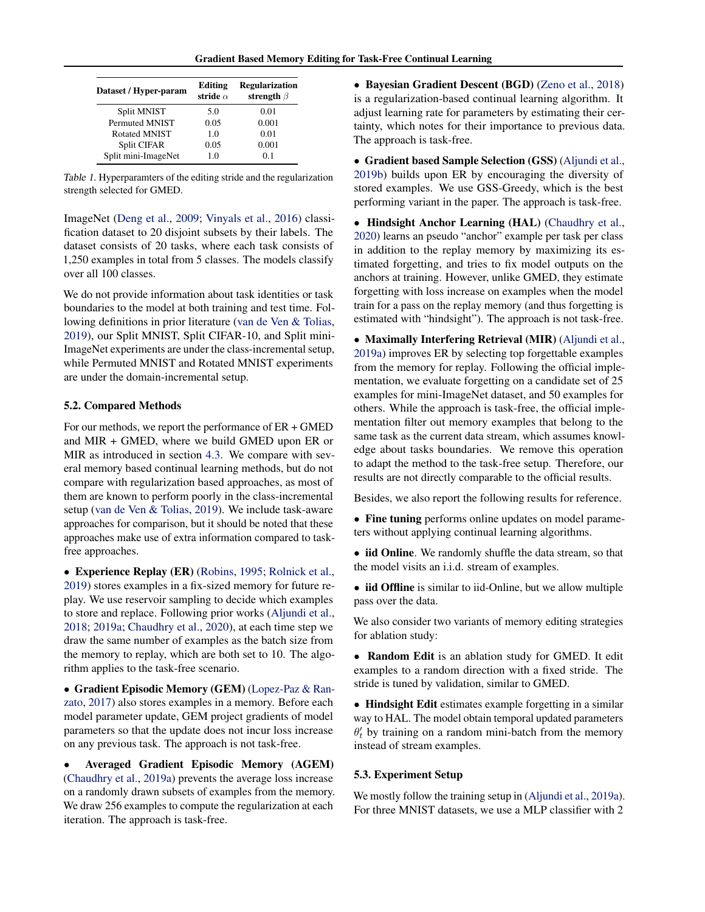| Dataset / Hyper-param | Editing stride $\alpha$ | Regularization strength $\beta$ |
|---|---|---|
| Split MNIST | 5.0 | 0.01 |
| Permuted MNIST | 0.05 | 0.001 |
| Rotated MNIST | 1.0 | 0.01 |
| Split CIFAR | 0.05 | 0.001 |
| Split mini-ImageNet | 1.0 | 0.1 |

*Table 1.* Hyperparamters of the editing stride and the regularization strength selected for GMED.

ImageNet (Deng et al., 2009; Vinyals et al., 2016) classification dataset to 20 disjoint subsets by their labels. The dataset consists of 20 tasks, where each task consists of 1,250 examples in total from 5 classes. The models classify over all 100 classes.

We do not provide information about task identities or task boundaries to the model at both training and test time. Following definitions in prior literature (van de Ven & Tolias, 2019), our Split MNIST, Split CIFAR-10, and Split mini-ImageNet experiments are under the class-incremental setup, while Permuted MNIST and Rotated MNIST experiments are under the domain-incremental setup.

### 5.2. Compared Methods

For our methods, we report the performance of ER + GMED and MIR + GMED, where we build GMED upon ER or MIR as introduced in section 4.3. We compare with several memory based continual learning methods, but do not compare with regularization based approaches, as most of them are known to perform poorly in the class-incremental setup (van de Ven & Tolias, 2019). We include task-aware approaches for comparison, but it should be noted that these approaches make use of extra information compared to task-free approaches.

- **Experience Replay (ER)** (Robins, 1995; Rolnick et al., 2019) stores examples in a fix-sized memory for future replay. We use reservoir sampling to decide which examples to store and replace. Following prior works (Aljundi et al., 2018; 2019a; Chaudhry et al., 2020), at each time step we draw the same number of examples as the batch size from the memory to replay, which are both set to 10. The algorithm applies to the task-free scenario.

- **Gradient Episodic Memory (GEM)** (Lopez-Paz & Ranzato, 2017) also stores examples in a memory. Before each model parameter update, GEM project gradients of model parameters so that the update does not incur loss increase on any previous task. The approach is not task-free.

- **Averaged Gradient Episodic Memory (AGEM)** (Chaudhry et al., 2019a) prevents the average loss increase on a randomly drawn subsets of examples from the memory. We draw 256 examples to compute the regularization at each iteration. The approach is task-free.

- **Bayesian Gradient Descent (BGD)** (Zeno et al., 2018) is a regularization-based continual learning algorithm. It adjust learning rate for parameters by estimating their certainty, which notes for their importance to previous data. The approach is task-free.

- **Gradient based Sample Selection (GSS)** (Aljundi et al., 2019b) builds upon ER by encouraging the diversity of stored examples. We use GSS-Greedy, which is the best performing variant in the paper. The approach is task-free.

- **Hindsight Anchor Learning (HAL)** (Chaudhry et al., 2020) learns an pseudo "anchor" example per task per class in addition to the replay memory by maximizing its estimated forgetting, and tries to fix model outputs on the anchors at training. However, unlike GMED, they estimate forgetting with loss increase on examples when the model train for a pass on the replay memory (and thus forgetting is estimated with "hindsight"). The approach is not task-free.

- **Maximally Interfering Retrieval (MIR)** (Aljundi et al., 2019a) improves ER by selecting top forgettable examples from the memory for replay. Following the official implementation, we evaluate forgetting on a candidate set of 25 examples for mini-ImageNet dataset, and 50 examples for others. While the approach is task-free, the official implementation filter out memory examples that belong to the same task as the current data stream, which assumes knowledge about tasks boundaries. We remove this operation to adapt the method to the task-free setup. Therefore, our results are not directly comparable to the official results.

Besides, we also report the following results for reference.

- **Fine tuning** performs online updates on model parameters without applying continual learning algorithms.

- **iid Online**. We randomly shuffle the data stream, so that the model visits an i.i.d. stream of examples.

- **iid Offline** is similar to iid-Online, but we allow multiple pass over the data.

We also consider two variants of memory editing strategies for ablation study:

- **Random Edit** is an ablation study for GMED. It edit examples to a random direction with a fixed stride. The stride is tuned by validation, similar to GMED.

- **Hindsight Edit** estimates example forgetting in a similar way to HAL. The model obtain temporal updated parameters $\theta'_t$ by training on a random mini-batch from the memory instead of stream examples.

### 5.3. Experiment Setup

We mostly follow the training setup in (Aljundi et al., 2019a). For three MNIST datasets, we use a MLP classifier with 2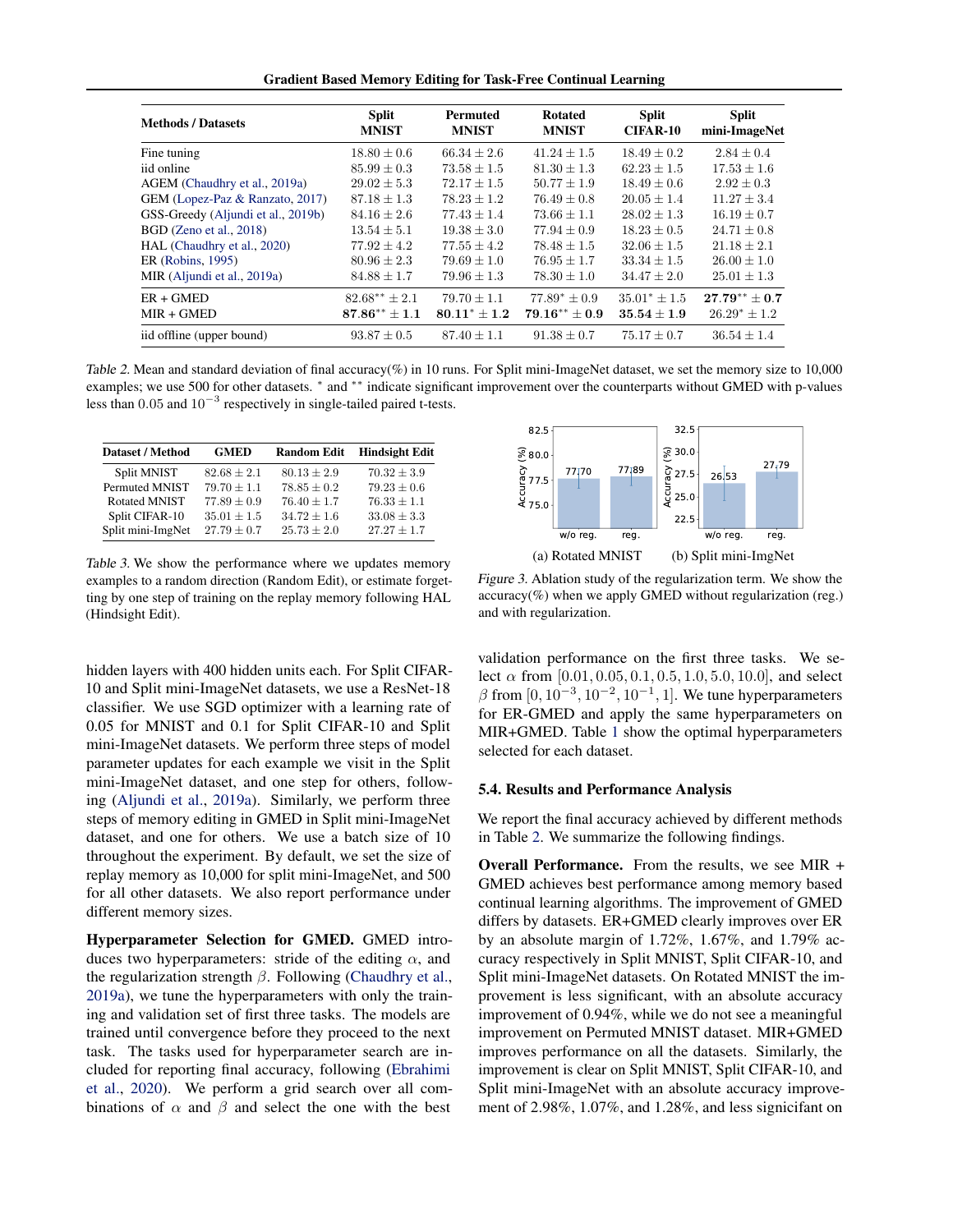| Methods / Datasets | Split MNIST | Permuted MNIST | Rotated MNIST | Split CIFAR-10 | Split mini-ImageNet |
|---|---|---|---|---|---|
| Fine tuning | $18.80 \pm 0.6$ | $66.34 \pm 2.6$ | $41.24 \pm 1.5$ | $18.49 \pm 0.2$ | $2.84 \pm 0.4$ |
| iid online | $85.99 \pm 0.3$ | $73.58 \pm 1.5$ | $81.30 \pm 1.3$ | $62.23 \pm 1.5$ | $17.53 \pm 1.6$ |
| AGEM (Chaudhry et al., 2019a) | $29.02 \pm 5.3$ | $72.17 \pm 1.5$ | $50.77 \pm 1.9$ | $18.49 \pm 0.6$ | $2.92 \pm 0.3$ |
| GEM (Lopez-Paz & Ranzato, 2017) | $87.18 \pm 1.3$ | $78.23 \pm 1.2$ | $76.49 \pm 0.8$ | $20.05 \pm 1.4$ | $11.27 \pm 3.4$ |
| GSS-Greedy (Aljundi et al., 2019b) | $84.16 \pm 2.6$ | $77.43 \pm 1.4$ | $73.66 \pm 1.1$ | $28.02 \pm 1.3$ | $16.19 \pm 0.7$ |
| BGD (Zeno et al., 2018) | $13.54 \pm 5.1$ | $19.38 \pm 3.0$ | $77.94 \pm 0.9$ | $18.23 \pm 0.5$ | $24.71 \pm 0.8$ |
| HAL (Chaudhry et al., 2020) | $77.92 \pm 4.2$ | $77.55 \pm 4.2$ | $78.48 \pm 1.5$ | $32.06 \pm 1.5$ | $21.18 \pm 2.1$ |
| ER (Robins, 1995) | $80.96 \pm 2.3$ | $79.69 \pm 1.0$ | $76.95 \pm 1.7$ | $33.34 \pm 1.5$ | $26.00 \pm 1.0$ |
| MIR (Aljundi et al., 2019a) | $84.88 \pm 1.7$ | $79.96 \pm 1.3$ | $78.30 \pm 1.0$ | $34.47 \pm 2.0$ | $25.01 \pm 1.3$ |
| ER + GMED | $82.68^{**} \pm 2.1$ | $79.70 \pm 1.1$ | $77.89^{*} \pm 0.9$ | $35.01^{*} \pm 1.5$ | $\mathbf{27.79^{**} \pm 0.7}$ |
| MIR + GMED | $\mathbf{87.86^{**} \pm 1.1}$ | $\mathbf{80.11^{*} \pm 1.2}$ | $\mathbf{79.16^{**} \pm 0.9}$ | $\mathbf{35.54 \pm 1.9}$ | $26.29^{*} \pm 1.2$ |
| iid offline (upper bound) | $93.87 \pm 0.5$ | $87.40 \pm 1.1$ | $91.38 \pm 0.7$ | $75.17 \pm 0.7$ | $36.54 \pm 1.4$ |

*Table 2.* Mean and standard deviation of final accuracy(%) in 10 runs. For Split mini-ImageNet dataset, we set the memory size to 10,000 examples; we use 500 for other datasets. $^*$ and $^{**}$ indicate significant improvement over the counterparts without GMED with p-values less than 0.05 and $10^{-3}$ respectively in single-tailed paired t-tests.

| Dataset / Method | GMED | Random Edit | Hindsight Edit |
|---|---|---|---|
| Split MNIST | $82.68 \pm 2.1$ | $80.13 \pm 2.9$ | $70.32 \pm 3.9$ |
| Permuted MNIST | $79.70 \pm 1.1$ | $78.85 \pm 0.2$ | $79.23 \pm 0.6$ |
| Rotated MNIST | $77.89 \pm 0.9$ | $76.40 \pm 1.7$ | $76.33 \pm 1.1$ |
| Split CIFAR-10 | $35.01 \pm 1.5$ | $34.72 \pm 1.6$ | $33.08 \pm 3.3$ |
| Split mini-ImgNet | $27.79 \pm 0.7$ | $25.73 \pm 2.0$ | $27.27 \pm 1.7$ |

*Table 3.* We show the performance where we updates memory examples to a random direction (Random Edit), or estimate forgetting by one step of training on the replay memory following HAL (Hindsight Edit).

(a) Rotated MNIST (b) Split mini-ImgNet

*Figure 3.* Ablation study of the regularization term. We show the accuracy(%) when we apply GMED without regularization (reg.) and with regularization.

hidden layers with 400 hidden units each. For Split CIFAR-10 and Split mini-ImageNet datasets, we use a ResNet-18 classifier. We use SGD optimizer with a learning rate of 0.05 for MNIST and 0.1 for Split CIFAR-10 and Split mini-ImageNet datasets. We perform three steps of model parameter updates for each example we visit in the Split mini-ImageNet dataset, and one step for others, following (Aljundi et al., 2019a). Similarly, we perform three steps of memory editing in GMED in Split mini-ImageNet dataset, and one for others. We use a batch size of 10 throughout the experiment. By default, we set the size of replay memory as 10,000 for split mini-ImageNet, and 500 for all other datasets. We also report performance under different memory sizes.

**Hyperparameter Selection for GMED.** GMED introduces two hyperparameters: stride of the editing $\alpha$, and the regularization strength $\beta$. Following (Chaudhry et al., 2019a), we tune the hyperparameters with only the training and validation set of first three tasks. The models are trained until convergence before they proceed to the next task. The tasks used for hyperparameter search are included for reporting final accuracy, following (Ebrahimi et al., 2020). We perform a grid search over all combinations of $\alpha$ and $\beta$ and select the one with the best validation performance on the first three tasks. We select $\alpha$ from $[0.01, 0.05, 0.1, 0.5, 1.0, 5.0, 10.0]$, and select $\beta$ from $[0, 10^{-3}, 10^{-2}, 10^{-1}, 1]$. We tune the hyperparameters for ER-GMED and apply the same hyperparameters on MIR+GMED. Table 1 show the optimal hyperparameters selected for each dataset.

### 5.4. Results and Performance Analysis

We report the final accuracy achieved by different methods in Table 2. We summarize the following findings.

**Overall Performance.** From the results, we see MIR + GMED achieves best performance among memory based continual learning algorithms. The improvement of GMED differs by datasets. ER+GMED clearly improves over ER by an absolute margin of 1.72%, 1.67%, and 1.79% accuracy respectively in Split MNIST, Split CIFAR-10, and Split mini-ImageNet datasets. On Rotated MNIST the improvement is less significant, with an absolute accuracy improvement of 0.94%, while we do not see a meaningful improvement on Permuted MNIST dataset. MIR+GMED improves performance on all the datasets. Similarly, the improvement is clear on Split MNIST, Split CIFAR-10, and Split mini-ImageNet with an absolute accuracy improvement of 2.98%, 1.07%, and 1.28%, and less signicifant on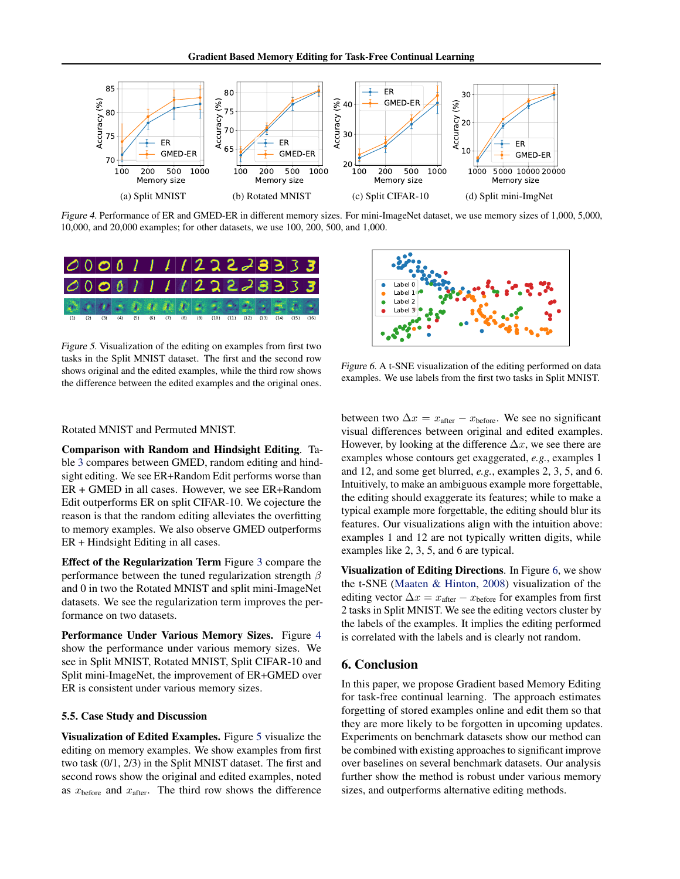(a) Split MNIST (b) Rotated MNIST (c) Split CIFAR-10 (d) Split mini-ImgNet

*Figure 4.* Performance of ER and GMED-ER in different memory sizes. For mini-ImageNet dataset, we use memory sizes of 1,000, 5,000, 10,000, and 20,000 examples; for other datasets, we use 100, 200, 500, and 1,000.

*Figure 5.* Visualization of the editing on examples from first two tasks in the Split MNIST dataset. The first and the second row shows original and the edited examples, while the third row shows the difference between the edited examples and the original ones.

*Figure 6.* A t-SNE visualization of the editing performed on data examples. We use labels from the first two tasks in Split MNIST.

Rotated MNIST and Permuted MNIST.

**Comparison with Random and Hindsight Editing**. Table 3 compares between GMED, random editing and hindsight editing. We see ER+Random Edit performs worse than ER + GMED in all cases. However, we see ER+Random Edit outperforms ER on split CIFAR-10. We cojecture the reason is that the random editing alleviates the overfitting to memory examples. We also observe GMED outperforms ER + Hindsight Editing in all cases.

**Effect of the Regularization Term** Figure 3 compare the performance between the tuned regularization strength $\beta$ and 0 in two the Rotated MNIST and split mini-ImageNet datasets. We see the regularization term improves the performance on two datasets.

**Performance Under Various Memory Sizes.** Figure 4 show the performance under various memory sizes. We see in Split MNIST, Rotated MNIST, Split CIFAR-10 and Split mini-ImageNet, the improvement of ER+GMED over ER is consistent under various memory sizes.

### 5.5. Case Study and Discussion

**Visualization of Edited Examples.** Figure 5 visualize the editing on memory examples. We show examples from first two task (0/1, 2/3) in the Split MNIST dataset. The first and second rows show the original and edited examples, noted as $x_{\text{before}}$ and $x_{\text{after}}$. The third row shows the difference between two $\Delta x = x_{\text{after}} - x_{\text{before}}$. We see no significant visual differences between original and edited examples. However, by looking at the difference $\Delta x$, we see there are examples whose contours get exaggerated, *e.g.*, examples 1 and 12, and some get blurred, *e.g.*, examples 2, 3, 5, and 6. Intuitively, to make an ambiguous example more forgettable, the editing should exaggerate its features; while to make a typical example more forgettable, the editing should blur its features. Our visualizations align with the intuition above: examples 1 and 12 are not typically written digits, while examples like 2, 3, 5, and 6 are typical.

**Visualization of Editing Directions**. In Figure 6, we show the t-SNE (Maaten & Hinton, 2008) visualization of the editing vector $\Delta x = x_{\text{after}} - x_{\text{before}}$ for examples from first 2 tasks in Split MNIST. We see the editing vectors cluster by the labels of the examples. It implies the editing performed is correlated with the labels and is clearly not random.

## 6. Conclusion

In this paper, we propose Gradient based Memory Editing for task-free continual learning. The approach estimates forgetting of stored examples online and edit them so that they are more likely to be forgotten in upcoming updates. Experiments on benchmark datasets show our method can be combined with existing approaches to significant improve over baselines on several benchmark datasets. Our analysis further show the method is robust under various memory sizes, and outperforms alternative editing methods.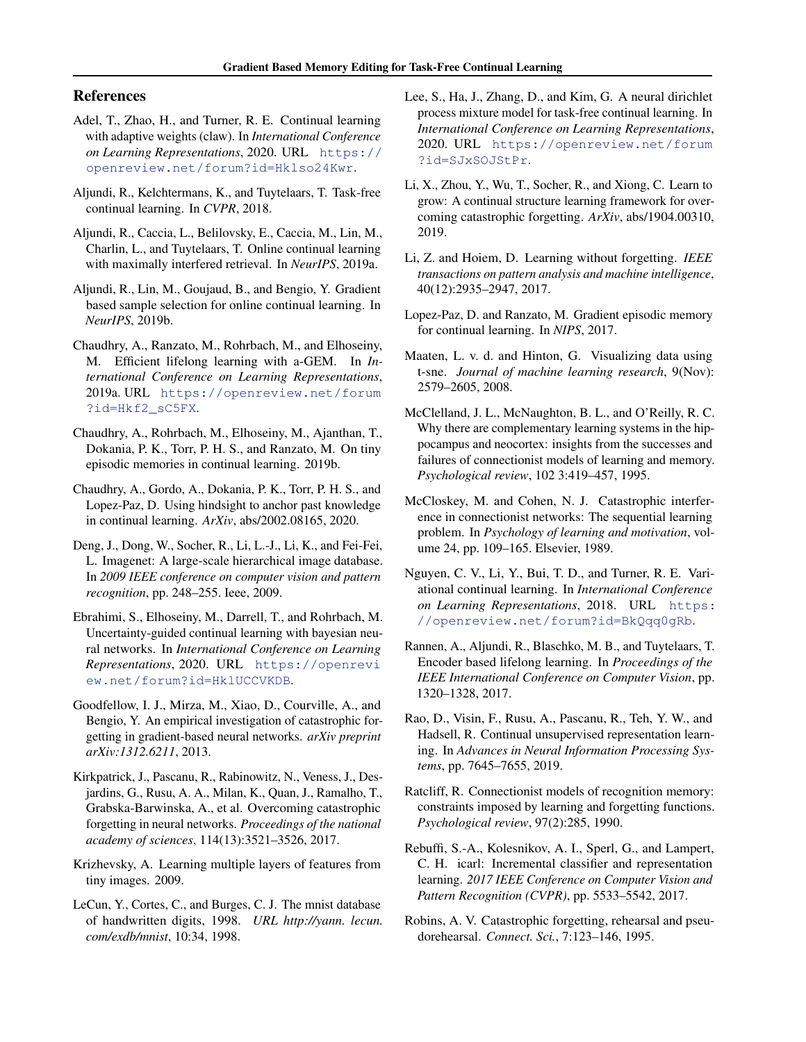## References

Adel, T., Zhao, H., and Turner, R. E. Continual learning with adaptive weights (claw). In *International Conference on Learning Representations*, 2020. URL https://openreview.net/forum?id=Hklso24Kwr.

Aljundi, R., Kelchtermans, K., and Tuytelaars, T. Task-free continual learning. In *CVPR*, 2018.

Aljundi, R., Caccia, L., Belilovsky, E., Caccia, M., Lin, M., Charlin, L., and Tuytelaars, T. Online continual learning with maximally interfered retrieval. In *NeurIPS*, 2019a.

Aljundi, R., Lin, M., Goujaud, B., and Bengio, Y. Gradient based sample selection for online continual learning. In *NeurIPS*, 2019b.

Chaudhry, A., Ranzato, M., Rohrbach, M., and Elhoseiny, M. Efficient lifelong learning with a-GEM. In *International Conference on Learning Representations*, 2019a. URL https://openreview.net/forum?id=Hkf2_sC5FX.

Chaudhry, A., Rohrbach, M., Elhoseiny, M., Ajanthan, T., Dokania, P. K., Torr, P. H. S., and Ranzato, M. On tiny episodic memories in continual learning. 2019b.

Chaudhry, A., Gordo, A., Dokania, P. K., Torr, P. H. S., and Lopez-Paz, D. Using hindsight to anchor past knowledge in continual learning. *ArXiv*, abs/2002.08165, 2020.

Deng, J., Dong, W., Socher, R., Li, L.-J., Li, K., and Fei-Fei, L. Imagenet: A large-scale hierarchical image database. In *2009 IEEE conference on computer vision and pattern recognition*, pp. 248–255. Ieee, 2009.

Ebrahimi, S., Elhoseiny, M., Darrell, T., and Rohrbach, M. Uncertainty-guided continual learning with bayesian neural networks. In *International Conference on Learning Representations*, 2020. URL https://openreview.net/forum?id=HklUCCVKDB.

Goodfellow, I. J., Mirza, M., Xiao, D., Courville, A., and Bengio, Y. An empirical investigation of catastrophic forgetting in gradient-based neural networks. *arXiv preprint arXiv:1312.6211*, 2013.

Kirkpatrick, J., Pascanu, R., Rabinowitz, N., Veness, J., Desjardins, G., Rusu, A. A., Milan, K., Quan, J., Ramalho, T., Grabska-Barwinska, A., et al. Overcoming catastrophic forgetting in neural networks. *Proceedings of the national academy of sciences*, 114(13):3521–3526, 2017.

Krizhevsky, A. Learning multiple layers of features from tiny images. 2009.

LeCun, Y., Cortes, C., and Burges, C. J. The mnist database of handwritten digits, 1998. *URL http://yann. lecun. com/exdb/mnist*, 10:34, 1998.

Lee, S., Ha, J., Zhang, D., and Kim, G. A neural dirichlet process mixture model for task-free continual learning. In *International Conference on Learning Representations*, 2020. URL https://openreview.net/forum?id=SJxSOJStPr.

Li, X., Zhou, Y., Wu, T., Socher, R., and Xiong, C. Learn to grow: A continual structure learning framework for overcoming catastrophic forgetting. *ArXiv*, abs/1904.00310, 2019.

Li, Z. and Hoiem, D. Learning without forgetting. *IEEE transactions on pattern analysis and machine intelligence*, 40(12):2935–2947, 2017.

Lopez-Paz, D. and Ranzato, M. Gradient episodic memory for continual learning. In *NIPS*, 2017.

Maaten, L. v. d. and Hinton, G. Visualizing data using t-sne. *Journal of machine learning research*, 9(Nov): 2579–2605, 2008.

McClelland, J. L., McNaughton, B. L., and O'Reilly, R. C. Why there are complementary learning systems in the hippocampus and neocortex: insights from the successes and failures of connectionist models of learning and memory. *Psychological review*, 102 3:419–457, 1995.

McCloskey, M. and Cohen, N. J. Catastrophic interference in connectionist networks: The sequential learning problem. In *Psychology of learning and motivation*, volume 24, pp. 109–165. Elsevier, 1989.

Nguyen, C. V., Li, Y., Bui, T. D., and Turner, R. E. Variational continual learning. In *International Conference on Learning Representations*, 2018. URL https://openreview.net/forum?id=BkQqq0gRb.

Rannen, A., Aljundi, R., Blaschko, M. B., and Tuytelaars, T. Encoder based lifelong learning. In *Proceedings of the IEEE International Conference on Computer Vision*, pp. 1320–1328, 2017.

Rao, D., Visin, F., Rusu, A., Pascanu, R., Teh, Y. W., and Hadsell, R. Continual unsupervised representation learning. In *Advances in Neural Information Processing Systems*, pp. 7645–7655, 2019.

Ratcliff, R. Connectionist models of recognition memory: constraints imposed by learning and forgetting functions. *Psychological review*, 97(2):285, 1990.

Rebuffi, S.-A., Kolesnikov, A. I., Sperl, G., and Lampert, C. H. icarl: Incremental classifier and representation learning. *2017 IEEE Conference on Computer Vision and Pattern Recognition (CVPR)*, pp. 5533–5542, 2017.

Robins, A. V. Catastrophic forgetting, rehearsal and pseudorehearsal. *Connect. Sci.*, 7:123–146, 1995.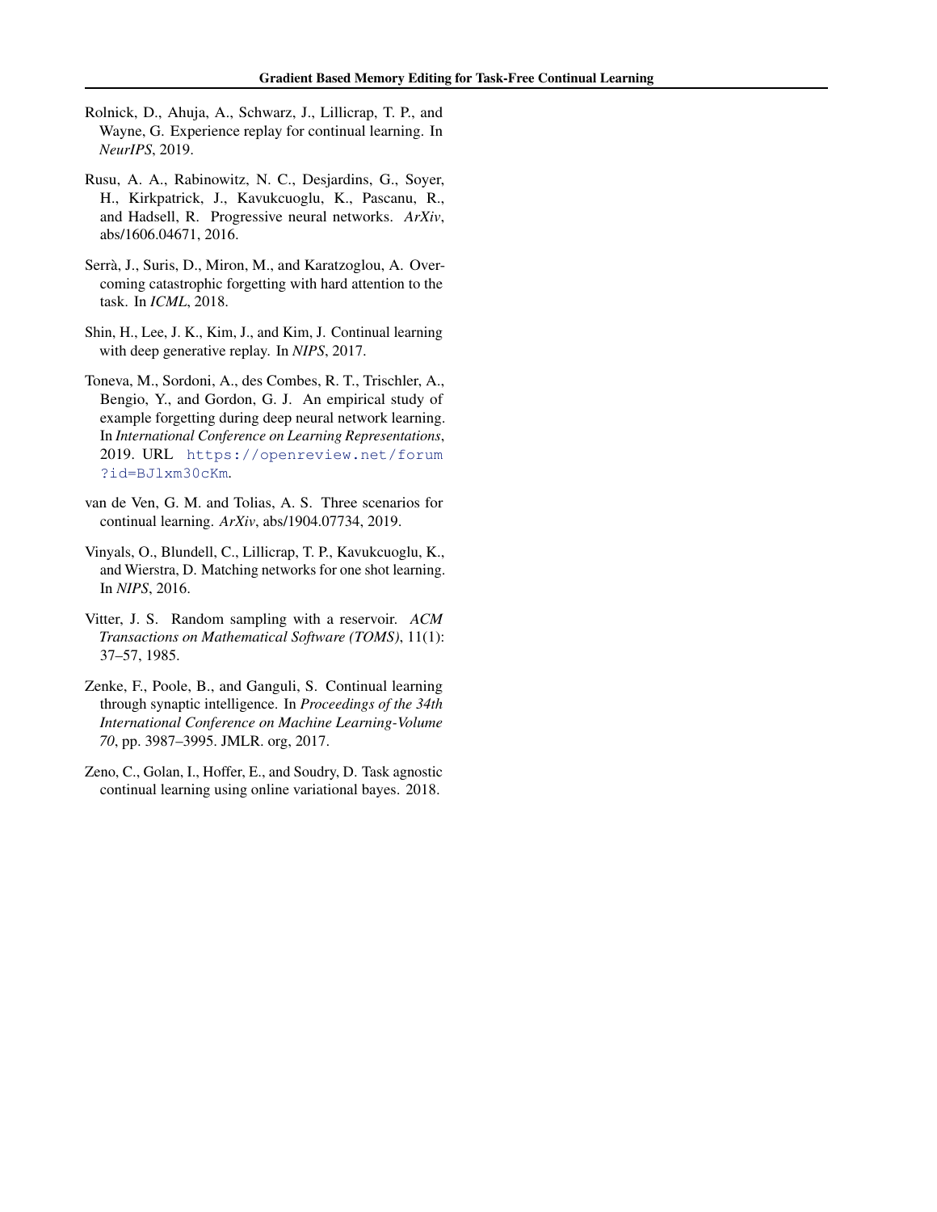Rolnick, D., Ahuja, A., Schwarz, J., Lillicrap, T. P., and Wayne, G. Experience replay for continual learning. In *NeurIPS*, 2019.

Rusu, A. A., Rabinowitz, N. C., Desjardins, G., Soyer, H., Kirkpatrick, J., Kavukcuoglu, K., Pascanu, R., and Hadsell, R. Progressive neural networks. *ArXiv*, abs/1606.04671, 2016.

Serrà, J., Suris, D., Miron, M., and Karatzoglou, A. Overcoming catastrophic forgetting with hard attention to the task. In *ICML*, 2018.

Shin, H., Lee, J. K., Kim, J., and Kim, J. Continual learning with deep generative replay. In *NIPS*, 2017.

Toneva, M., Sordoni, A., des Combes, R. T., Trischler, A., Bengio, Y., and Gordon, G. J. An empirical study of example forgetting during deep neural network learning. In *International Conference on Learning Representations*, 2019. URL https://openreview.net/forum?id=BJlxm30cKm.

van de Ven, G. M. and Tolias, A. S. Three scenarios for continual learning. *ArXiv*, abs/1904.07734, 2019.

Vinyals, O., Blundell, C., Lillicrap, T. P., Kavukcuoglu, K., and Wierstra, D. Matching networks for one shot learning. In *NIPS*, 2016.

Vitter, J. S. Random sampling with a reservoir. *ACM Transactions on Mathematical Software (TOMS)*, 11(1): 37–57, 1985.

Zenke, F., Poole, B., and Ganguli, S. Continual learning through synaptic intelligence. In *Proceedings of the 34th International Conference on Machine Learning-Volume 70*, pp. 3987–3995. JMLR. org, 2017.

Zeno, C., Golan, I., Hoffer, E., and Soudry, D. Task agnostic continual learning using online variational bayes. 2018.